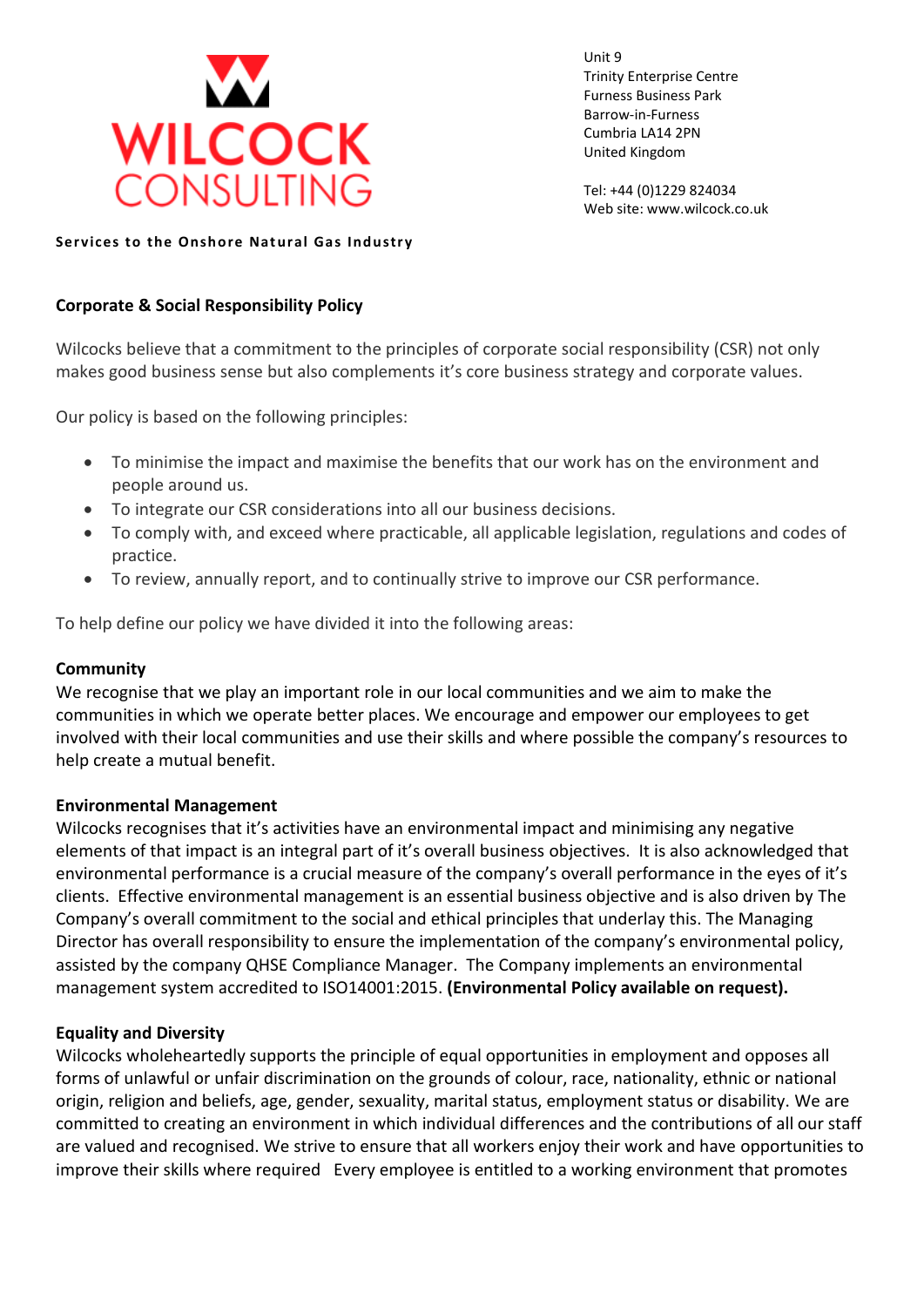**WILCOCK CONSULTING**

**Services to the Onshore Natural Gas Industry**

Unit 9
Trinity Enterprise Centre
Furness Business Park
Barrow-in-Furness
Cumbria LA14 2PN
United Kingdom

Tel: +44 (0)1229 824034
Web site: www.wilcock.co.uk

## Corporate & Social Responsibility Policy

Wilcocks believe that a commitment to the principles of corporate social responsibility (CSR) not only makes good business sense but also complements it's core business strategy and corporate values.

Our policy is based on the following principles:

- To minimise the impact and maximise the benefits that our work has on the environment and people around us.
- To integrate our CSR considerations into all our business decisions.
- To comply with, and exceed where practicable, all applicable legislation, regulations and codes of practice.
- To review, annually report, and to continually strive to improve our CSR performance.

To help define our policy we have divided it into the following areas:

### Community

We recognise that we play an important role in our local communities and we aim to make the communities in which we operate better places. We encourage and empower our employees to get involved with their local communities and use their skills and where possible the company's resources to help create a mutual benefit.

### Environmental Management

Wilcocks recognises that it's activities have an environmental impact and minimising any negative elements of that impact is an integral part of it's overall business objectives. It is also acknowledged that environmental performance is a crucial measure of the company's overall performance in the eyes of it's clients. Effective environmental management is an essential business objective and is also driven by The Company's overall commitment to the social and ethical principles that underlay this. The Managing Director has overall responsibility to ensure the implementation of the company's environmental policy, assisted by the company QHSE Compliance Manager. The Company implements an environmental management system accredited to ISO14001:2015. **(Environmental Policy available on request).**

### Equality and Diversity

Wilcocks wholeheartedly supports the principle of equal opportunities in employment and opposes all forms of unlawful or unfair discrimination on the grounds of colour, race, nationality, ethnic or national origin, religion and beliefs, age, gender, sexuality, marital status, employment status or disability. We are committed to creating an environment in which individual differences and the contributions of all our staff are valued and recognised. We strive to ensure that all workers enjoy their work and have opportunities to improve their skills where required Every employee is entitled to a working environment that promotes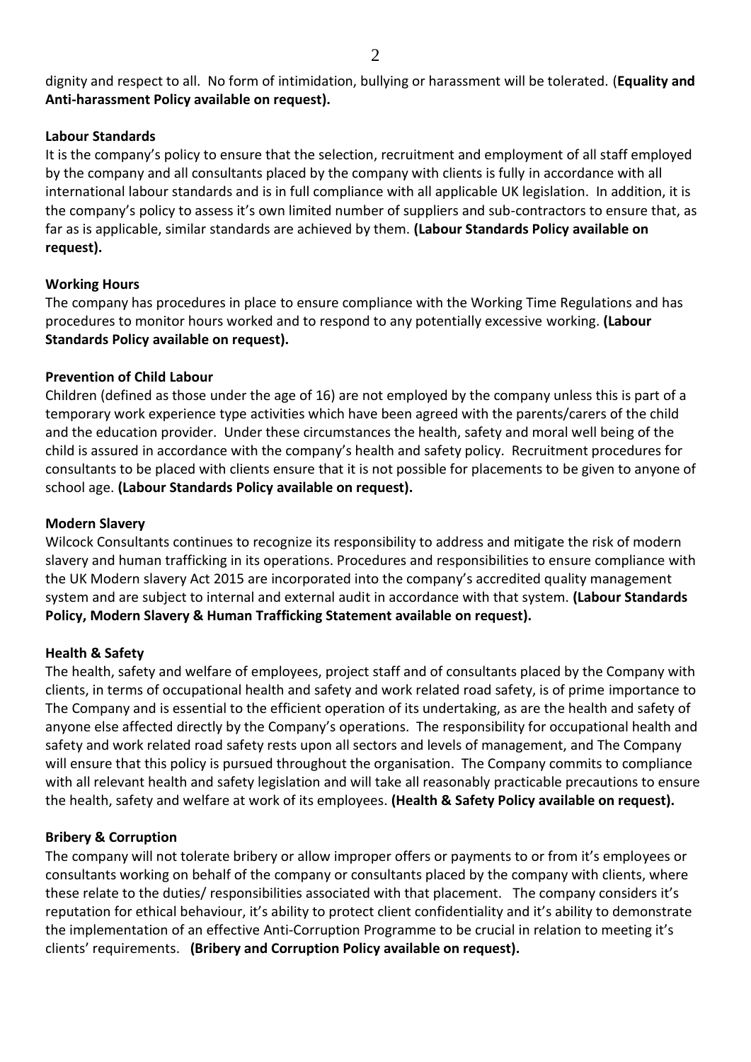dignity and respect to all. No form of intimidation, bullying or harassment will be tolerated. (**Equality and Anti-harassment Policy available on request).**

**Labour Standards**

It is the company's policy to ensure that the selection, recruitment and employment of all staff employed by the company and all consultants placed by the company with clients is fully in accordance with all international labour standards and is in full compliance with all applicable UK legislation. In addition, it is the company's policy to assess it's own limited number of suppliers and sub-contractors to ensure that, as far as is applicable, similar standards are achieved by them. **(Labour Standards Policy available on request).**

**Working Hours**

The company has procedures in place to ensure compliance with the Working Time Regulations and has procedures to monitor hours worked and to respond to any potentially excessive working. **(Labour Standards Policy available on request).**

**Prevention of Child Labour**

Children (defined as those under the age of 16) are not employed by the company unless this is part of a temporary work experience type activities which have been agreed with the parents/carers of the child and the education provider. Under these circumstances the health, safety and moral well being of the child is assured in accordance with the company's health and safety policy. Recruitment procedures for consultants to be placed with clients ensure that it is not possible for placements to be given to anyone of school age. **(Labour Standards Policy available on request).**

**Modern Slavery**

Wilcock Consultants continues to recognize its responsibility to address and mitigate the risk of modern slavery and human trafficking in its operations. Procedures and responsibilities to ensure compliance with the UK Modern slavery Act 2015 are incorporated into the company's accredited quality management system and are subject to internal and external audit in accordance with that system. **(Labour Standards Policy, Modern Slavery & Human Trafficking Statement available on request).**

**Health & Safety**

The health, safety and welfare of employees, project staff and of consultants placed by the Company with clients, in terms of occupational health and safety and work related road safety, is of prime importance to The Company and is essential to the efficient operation of its undertaking, as are the health and safety of anyone else affected directly by the Company's operations. The responsibility for occupational health and safety and work related road safety rests upon all sectors and levels of management, and The Company will ensure that this policy is pursued throughout the organisation. The Company commits to compliance with all relevant health and safety legislation and will take all reasonably practicable precautions to ensure the health, safety and welfare at work of its employees. **(Health & Safety Policy available on request).**

**Bribery & Corruption**

The company will not tolerate bribery or allow improper offers or payments to or from it's employees or consultants working on behalf of the company or consultants placed by the company with clients, where these relate to the duties/ responsibilities associated with that placement. The company considers it's reputation for ethical behaviour, it's ability to protect client confidentiality and it's ability to demonstrate the implementation of an effective Anti-Corruption Programme to be crucial in relation to meeting it's clients' requirements. **(Bribery and Corruption Policy available on request).**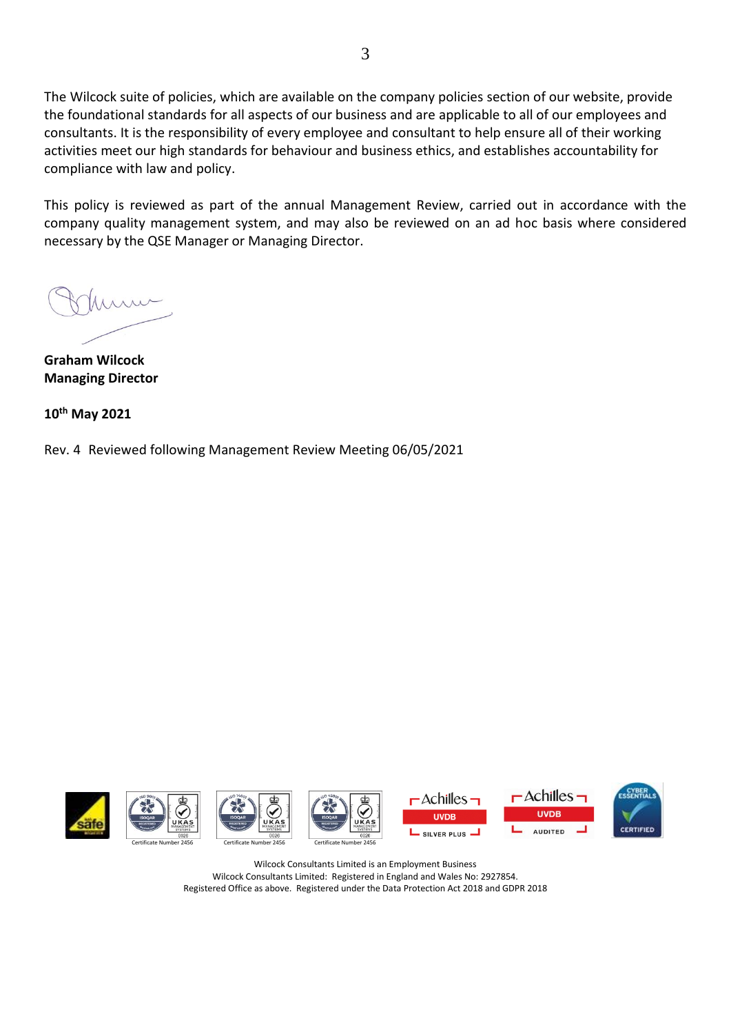The Wilcock suite of policies, which are available on the company policies section of our website, provide the foundational standards for all aspects of our business and are applicable to all of our employees and consultants. It is the responsibility of every employee and consultant to help ensure all of their working activities meet our high standards for behaviour and business ethics, and establishes accountability for compliance with law and policy.

This policy is reviewed as part of the annual Management Review, carried out in accordance with the company quality management system, and may also be reviewed on an ad hoc basis where considered necessary by the QSE Manager or Managing Director.

**Graham Wilcock**
**Managing Director**

**10th May 2021**

Rev. 4 Reviewed following Management Review Meeting 06/05/2021

Certificate Number 2456 Certificate Number 2456 Certificate Number 2456

Wilcock Consultants Limited is an Employment Business
Wilcock Consultants Limited: Registered in England and Wales No: 2927854.
Registered Office as above. Registered under the Data Protection Act 2018 and GDPR 2018